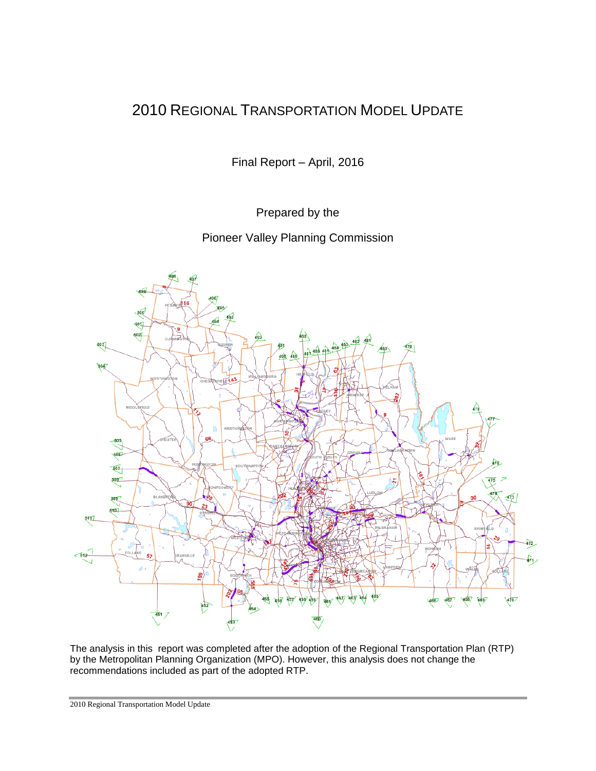# 2010 Regional Transportation Model Update

Final Report – April, 2016

Prepared by the

Pioneer Valley Planning Commission

The analysis in this report was completed after the adoption of the Regional Transportation Plan (RTP) by the Metropolitan Planning Organization (MPO). However, this analysis does not change the recommendations included as part of the adopted RTP.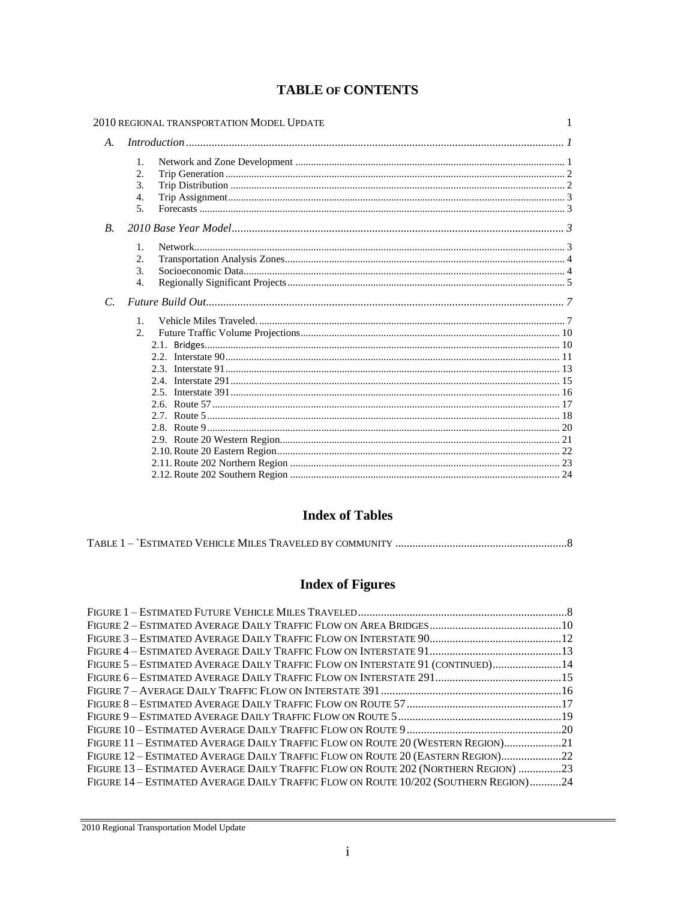# TABLE OF CONTENTS

2010 REGIONAL TRANSPORTATION MODEL UPDATE ..... 1

*A. Introduction* ..... *1*

1. Network and Zone Development ..... 1
2. Trip Generation ..... 2
3. Trip Distribution ..... 2
4. Trip Assignment ..... 3
5. Forecasts ..... 3

*B. 2010 Base Year Model* ..... *3*

1. Network ..... 3
2. Transportation Analysis Zones ..... 4
3. Socioeconomic Data ..... 4
4. Regionally Significant Projects ..... 5

*C. Future Build Out* ..... *7*

1. Vehicle Miles Traveled. ..... 7
2. Future Traffic Volume Projections ..... 10
   - 2.1. Bridges ..... 10
   - 2.2. Interstate 90 ..... 11
   - 2.3. Interstate 91 ..... 13
   - 2.4. Interstate 291 ..... 15
   - 2.5. Interstate 391 ..... 16
   - 2.6. Route 57 ..... 17
   - 2.7. Route 5 ..... 18
   - 2.8. Route 9 ..... 20
   - 2.9. Route 20 Western Region ..... 21
   - 2.10. Route 20 Eastern Region ..... 22
   - 2.11. Route 202 Northern Region ..... 23
   - 2.12. Route 202 Southern Region ..... 24

## Index of Tables

TABLE 1 – `ESTIMATED VEHICLE MILES TRAVELED BY COMMUNITY ..... 8

## Index of Figures

FIGURE 1 – ESTIMATED FUTURE VEHICLE MILES TRAVELED ..... 8
FIGURE 2 – ESTIMATED AVERAGE DAILY TRAFFIC FLOW ON AREA BRIDGES ..... 10
FIGURE 3 – ESTIMATED AVERAGE DAILY TRAFFIC FLOW ON INTERSTATE 90 ..... 12
FIGURE 4 – ESTIMATED AVERAGE DAILY TRAFFIC FLOW ON INTERSTATE 91 ..... 13
FIGURE 5 – ESTIMATED AVERAGE DAILY TRAFFIC FLOW ON INTERSTATE 91 (CONTINUED) ..... 14
FIGURE 6 – ESTIMATED AVERAGE DAILY TRAFFIC FLOW ON INTERSTATE 291 ..... 15
FIGURE 7 – AVERAGE DAILY TRAFFIC FLOW ON INTERSTATE 391 ..... 16
FIGURE 8 – ESTIMATED AVERAGE DAILY TRAFFIC FLOW ON ROUTE 57 ..... 17
FIGURE 9 – ESTIMATED AVERAGE DAILY TRAFFIC FLOW ON ROUTE 5 ..... 19
FIGURE 10 – ESTIMATED AVERAGE DAILY TRAFFIC FLOW ON ROUTE 9 ..... 20
FIGURE 11 – ESTIMATED AVERAGE DAILY TRAFFIC FLOW ON ROUTE 20 (WESTERN REGION) ..... 21
FIGURE 12 – ESTIMATED AVERAGE DAILY TRAFFIC FLOW ON ROUTE 20 (EASTERN REGION) ..... 22
FIGURE 13 – ESTIMATED AVERAGE DAILY TRAFFIC FLOW ON ROUTE 202 (NORTHERN REGION) ..... 23
FIGURE 14 – ESTIMATED AVERAGE DAILY TRAFFIC FLOW ON ROUTE 10/202 (SOUTHERN REGION) ..... 24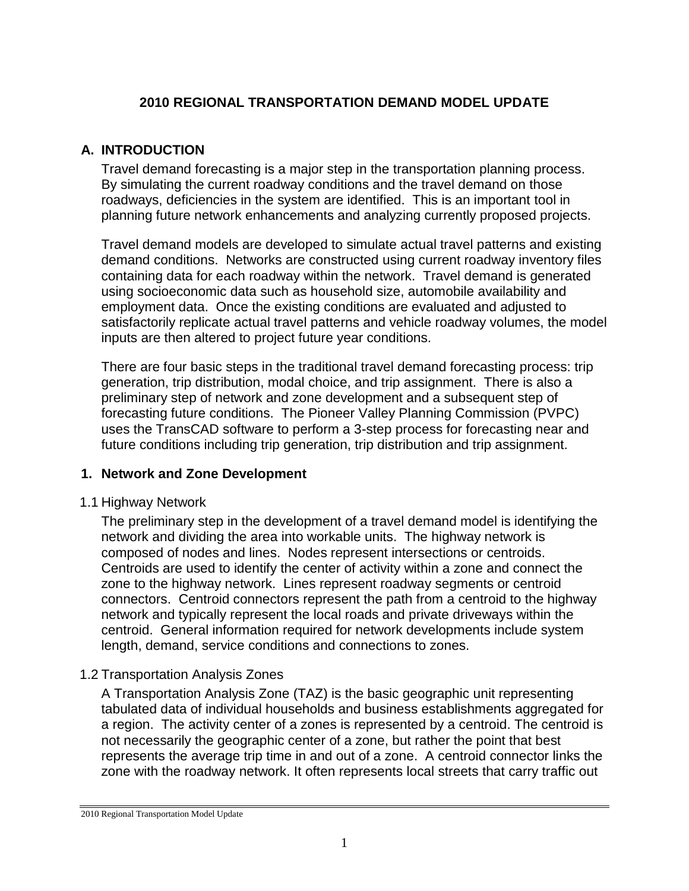# 2010 REGIONAL TRANSPORTATION DEMAND MODEL UPDATE

## A. INTRODUCTION

Travel demand forecasting is a major step in the transportation planning process. By simulating the current roadway conditions and the travel demand on those roadways, deficiencies in the system are identified. This is an important tool in planning future network enhancements and analyzing currently proposed projects.

Travel demand models are developed to simulate actual travel patterns and existing demand conditions. Networks are constructed using current roadway inventory files containing data for each roadway within the network. Travel demand is generated using socioeconomic data such as household size, automobile availability and employment data. Once the existing conditions are evaluated and adjusted to satisfactorily replicate actual travel patterns and vehicle roadway volumes, the model inputs are then altered to project future year conditions.

There are four basic steps in the traditional travel demand forecasting process: trip generation, trip distribution, modal choice, and trip assignment. There is also a preliminary step of network and zone development and a subsequent step of forecasting future conditions. The Pioneer Valley Planning Commission (PVPC) uses the TransCAD software to perform a 3-step process for forecasting near and future conditions including trip generation, trip distribution and trip assignment.

### 1. Network and Zone Development

#### 1.1 Highway Network

The preliminary step in the development of a travel demand model is identifying the network and dividing the area into workable units. The highway network is composed of nodes and lines. Nodes represent intersections or centroids. Centroids are used to identify the center of activity within a zone and connect the zone to the highway network. Lines represent roadway segments or centroid connectors. Centroid connectors represent the path from a centroid to the highway network and typically represent the local roads and private driveways within the centroid. General information required for network developments include system length, demand, service conditions and connections to zones.

#### 1.2 Transportation Analysis Zones

A Transportation Analysis Zone (TAZ) is the basic geographic unit representing tabulated data of individual households and business establishments aggregated for a region. The activity center of a zones is represented by a centroid. The centroid is not necessarily the geographic center of a zone, but rather the point that best represents the average trip time in and out of a zone. A centroid connector links the zone with the roadway network. It often represents local streets that carry traffic out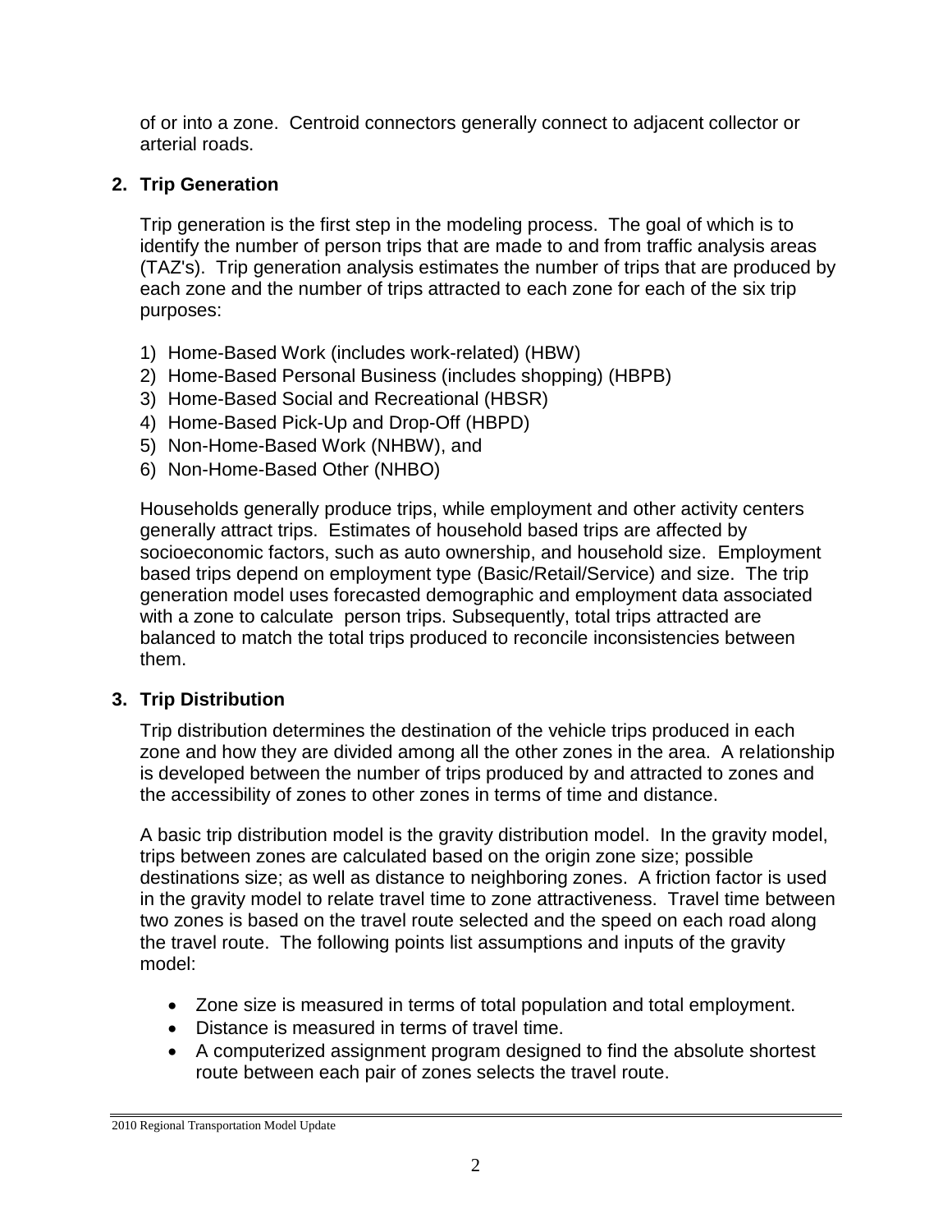of or into a zone. Centroid connectors generally connect to adjacent collector or arterial roads.

## 2. Trip Generation

Trip generation is the first step in the modeling process. The goal of which is to identify the number of person trips that are made to and from traffic analysis areas (TAZ's). Trip generation analysis estimates the number of trips that are produced by each zone and the number of trips attracted to each zone for each of the six trip purposes:

1) Home-Based Work (includes work-related) (HBW)
2) Home-Based Personal Business (includes shopping) (HBPB)
3) Home-Based Social and Recreational (HBSR)
4) Home-Based Pick-Up and Drop-Off (HBPD)
5) Non-Home-Based Work (NHBW), and
6) Non-Home-Based Other (NHBO)

Households generally produce trips, while employment and other activity centers generally attract trips. Estimates of household based trips are affected by socioeconomic factors, such as auto ownership, and household size. Employment based trips depend on employment type (Basic/Retail/Service) and size. The trip generation model uses forecasted demographic and employment data associated with a zone to calculate person trips. Subsequently, total trips attracted are balanced to match the total trips produced to reconcile inconsistencies between them.

## 3. Trip Distribution

Trip distribution determines the destination of the vehicle trips produced in each zone and how they are divided among all the other zones in the area. A relationship is developed between the number of trips produced by and attracted to zones and the accessibility of zones to other zones in terms of time and distance.

A basic trip distribution model is the gravity distribution model. In the gravity model, trips between zones are calculated based on the origin zone size; possible destinations size; as well as distance to neighboring zones. A friction factor is used in the gravity model to relate travel time to zone attractiveness. Travel time between two zones is based on the travel route selected and the speed on each road along the travel route. The following points list assumptions and inputs of the gravity model:

- Zone size is measured in terms of total population and total employment.
- Distance is measured in terms of travel time.
- A computerized assignment program designed to find the absolute shortest route between each pair of zones selects the travel route.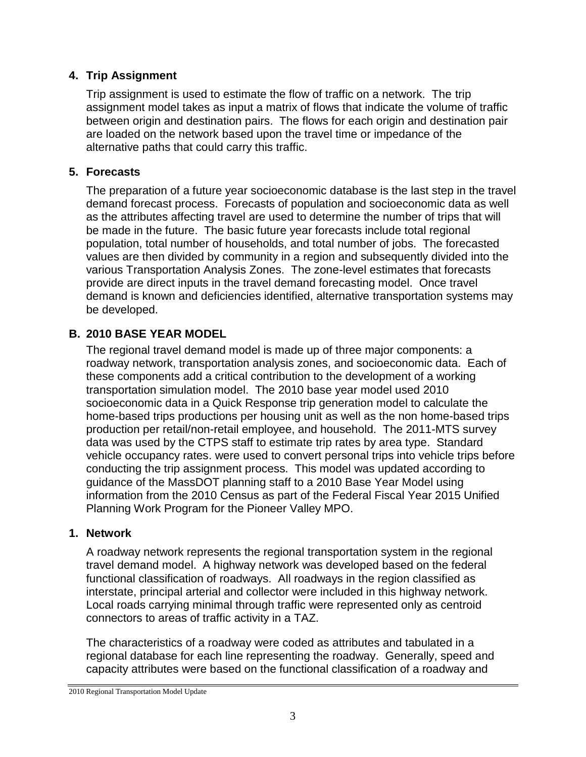### 4. Trip Assignment

Trip assignment is used to estimate the flow of traffic on a network. The trip assignment model takes as input a matrix of flows that indicate the volume of traffic between origin and destination pairs. The flows for each origin and destination pair are loaded on the network based upon the travel time or impedance of the alternative paths that could carry this traffic.

### 5. Forecasts

The preparation of a future year socioeconomic database is the last step in the travel demand forecast process. Forecasts of population and socioeconomic data as well as the attributes affecting travel are used to determine the number of trips that will be made in the future. The basic future year forecasts include total regional population, total number of households, and total number of jobs. The forecasted values are then divided by community in a region and subsequently divided into the various Transportation Analysis Zones. The zone-level estimates that forecasts provide are direct inputs in the travel demand forecasting model. Once travel demand is known and deficiencies identified, alternative transportation systems may be developed.

## B. 2010 BASE YEAR MODEL

The regional travel demand model is made up of three major components: a roadway network, transportation analysis zones, and socioeconomic data. Each of these components add a critical contribution to the development of a working transportation simulation model. The 2010 base year model used 2010 socioeconomic data in a Quick Response trip generation model to calculate the home-based trips productions per housing unit as well as the non home-based trips production per retail/non-retail employee, and household. The 2011-MTS survey data was used by the CTPS staff to estimate trip rates by area type. Standard vehicle occupancy rates. were used to convert personal trips into vehicle trips before conducting the trip assignment process. This model was updated according to guidance of the MassDOT planning staff to a 2010 Base Year Model using information from the 2010 Census as part of the Federal Fiscal Year 2015 Unified Planning Work Program for the Pioneer Valley MPO.

### 1. Network

A roadway network represents the regional transportation system in the regional travel demand model. A highway network was developed based on the federal functional classification of roadways. All roadways in the region classified as interstate, principal arterial and collector were included in this highway network. Local roads carrying minimal through traffic were represented only as centroid connectors to areas of traffic activity in a TAZ.

The characteristics of a roadway were coded as attributes and tabulated in a regional database for each line representing the roadway. Generally, speed and capacity attributes were based on the functional classification of a roadway and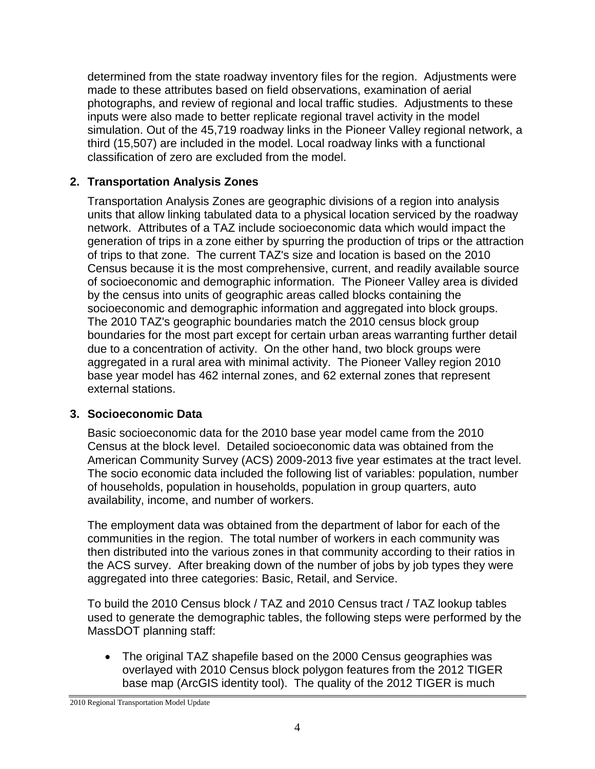determined from the state roadway inventory files for the region. Adjustments were made to these attributes based on field observations, examination of aerial photographs, and review of regional and local traffic studies. Adjustments to these inputs were also made to better replicate regional travel activity in the model simulation. Out of the 45,719 roadway links in the Pioneer Valley regional network, a third (15,507) are included in the model. Local roadway links with a functional classification of zero are excluded from the model.

## 2. Transportation Analysis Zones

Transportation Analysis Zones are geographic divisions of a region into analysis units that allow linking tabulated data to a physical location serviced by the roadway network. Attributes of a TAZ include socioeconomic data which would impact the generation of trips in a zone either by spurring the production of trips or the attraction of trips to that zone. The current TAZ's size and location is based on the 2010 Census because it is the most comprehensive, current, and readily available source of socioeconomic and demographic information. The Pioneer Valley area is divided by the census into units of geographic areas called blocks containing the socioeconomic and demographic information and aggregated into block groups. The 2010 TAZ's geographic boundaries match the 2010 census block group boundaries for the most part except for certain urban areas warranting further detail due to a concentration of activity. On the other hand, two block groups were aggregated in a rural area with minimal activity. The Pioneer Valley region 2010 base year model has 462 internal zones, and 62 external zones that represent external stations.

## 3. Socioeconomic Data

Basic socioeconomic data for the 2010 base year model came from the 2010 Census at the block level. Detailed socioeconomic data was obtained from the American Community Survey (ACS) 2009-2013 five year estimates at the tract level. The socio economic data included the following list of variables: population, number of households, population in households, population in group quarters, auto availability, income, and number of workers.

The employment data was obtained from the department of labor for each of the communities in the region. The total number of workers in each community was then distributed into the various zones in that community according to their ratios in the ACS survey. After breaking down of the number of jobs by job types they were aggregated into three categories: Basic, Retail, and Service.

To build the 2010 Census block / TAZ and 2010 Census tract / TAZ lookup tables used to generate the demographic tables, the following steps were performed by the MassDOT planning staff:

- The original TAZ shapefile based on the 2000 Census geographies was overlayed with 2010 Census block polygon features from the 2012 TIGER base map (ArcGIS identity tool). The quality of the 2012 TIGER is much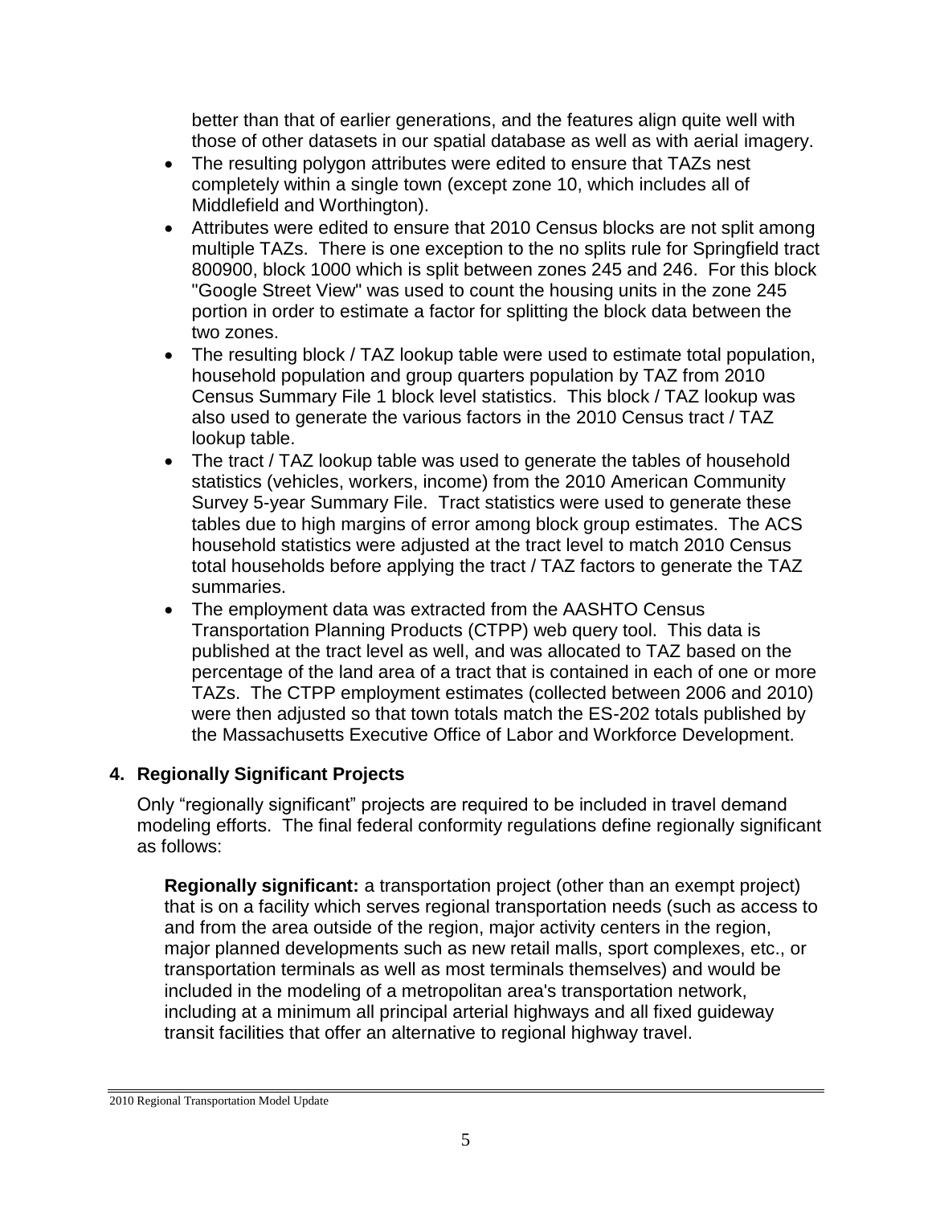better than that of earlier generations, and the features align quite well with those of other datasets in our spatial database as well as with aerial imagery.

- The resulting polygon attributes were edited to ensure that TAZs nest completely within a single town (except zone 10, which includes all of Middlefield and Worthington).
- Attributes were edited to ensure that 2010 Census blocks are not split among multiple TAZs. There is one exception to the no splits rule for Springfield tract 800900, block 1000 which is split between zones 245 and 246. For this block "Google Street View" was used to count the housing units in the zone 245 portion in order to estimate a factor for splitting the block data between the two zones.
- The resulting block / TAZ lookup table were used to estimate total population, household population and group quarters population by TAZ from 2010 Census Summary File 1 block level statistics. This block / TAZ lookup was also used to generate the various factors in the 2010 Census tract / TAZ lookup table.
- The tract / TAZ lookup table was used to generate the tables of household statistics (vehicles, workers, income) from the 2010 American Community Survey 5-year Summary File. Tract statistics were used to generate these tables due to high margins of error among block group estimates. The ACS household statistics were adjusted at the tract level to match 2010 Census total households before applying the tract / TAZ factors to generate the TAZ summaries.
- The employment data was extracted from the AASHTO Census Transportation Planning Products (CTPP) web query tool. This data is published at the tract level as well, and was allocated to TAZ based on the percentage of the land area of a tract that is contained in each of one or more TAZs. The CTPP employment estimates (collected between 2006 and 2010) were then adjusted so that town totals match the ES-202 totals published by the Massachusetts Executive Office of Labor and Workforce Development.

## 4. Regionally Significant Projects

Only "regionally significant" projects are required to be included in travel demand modeling efforts. The final federal conformity regulations define regionally significant as follows:

> **Regionally significant:** a transportation project (other than an exempt project) that is on a facility which serves regional transportation needs (such as access to and from the area outside of the region, major activity centers in the region, major planned developments such as new retail malls, sport complexes, etc., or transportation terminals as well as most terminals themselves) and would be included in the modeling of a metropolitan area's transportation network, including at a minimum all principal arterial highways and all fixed guideway transit facilities that offer an alternative to regional highway travel.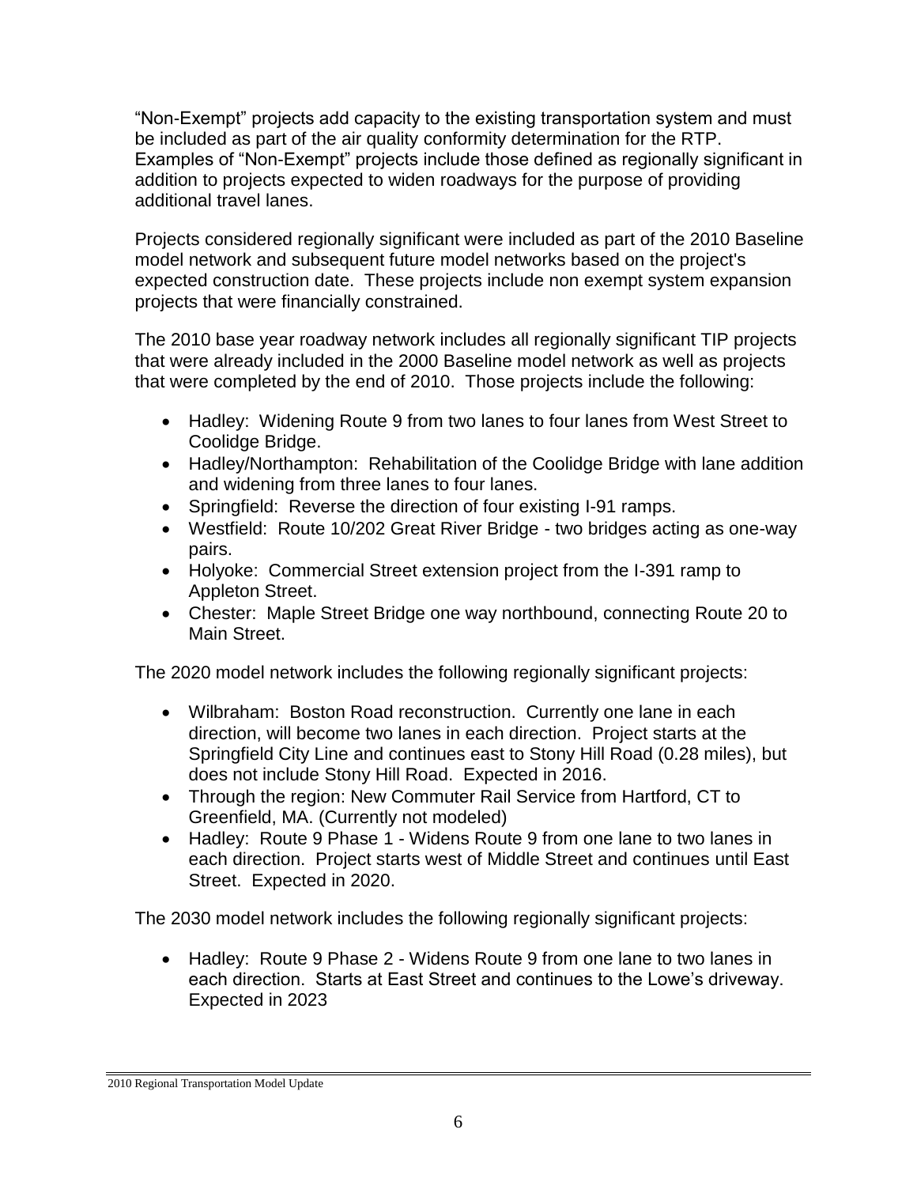"Non-Exempt" projects add capacity to the existing transportation system and must be included as part of the air quality conformity determination for the RTP. Examples of "Non-Exempt" projects include those defined as regionally significant in addition to projects expected to widen roadways for the purpose of providing additional travel lanes.

Projects considered regionally significant were included as part of the 2010 Baseline model network and subsequent future model networks based on the project's expected construction date. These projects include non exempt system expansion projects that were financially constrained.

The 2010 base year roadway network includes all regionally significant TIP projects that were already included in the 2000 Baseline model network as well as projects that were completed by the end of 2010. Those projects include the following:

- Hadley: Widening Route 9 from two lanes to four lanes from West Street to Coolidge Bridge.
- Hadley/Northampton: Rehabilitation of the Coolidge Bridge with lane addition and widening from three lanes to four lanes.
- Springfield: Reverse the direction of four existing I-91 ramps.
- Westfield: Route 10/202 Great River Bridge - two bridges acting as one-way pairs.
- Holyoke: Commercial Street extension project from the I-391 ramp to Appleton Street.
- Chester: Maple Street Bridge one way northbound, connecting Route 20 to Main Street.

The 2020 model network includes the following regionally significant projects:

- Wilbraham: Boston Road reconstruction. Currently one lane in each direction, will become two lanes in each direction. Project starts at the Springfield City Line and continues east to Stony Hill Road (0.28 miles), but does not include Stony Hill Road. Expected in 2016.
- Through the region: New Commuter Rail Service from Hartford, CT to Greenfield, MA. (Currently not modeled)
- Hadley: Route 9 Phase 1 - Widens Route 9 from one lane to two lanes in each direction. Project starts west of Middle Street and continues until East Street. Expected in 2020.

The 2030 model network includes the following regionally significant projects:

- Hadley: Route 9 Phase 2 - Widens Route 9 from one lane to two lanes in each direction. Starts at East Street and continues to the Lowe's driveway. Expected in 2023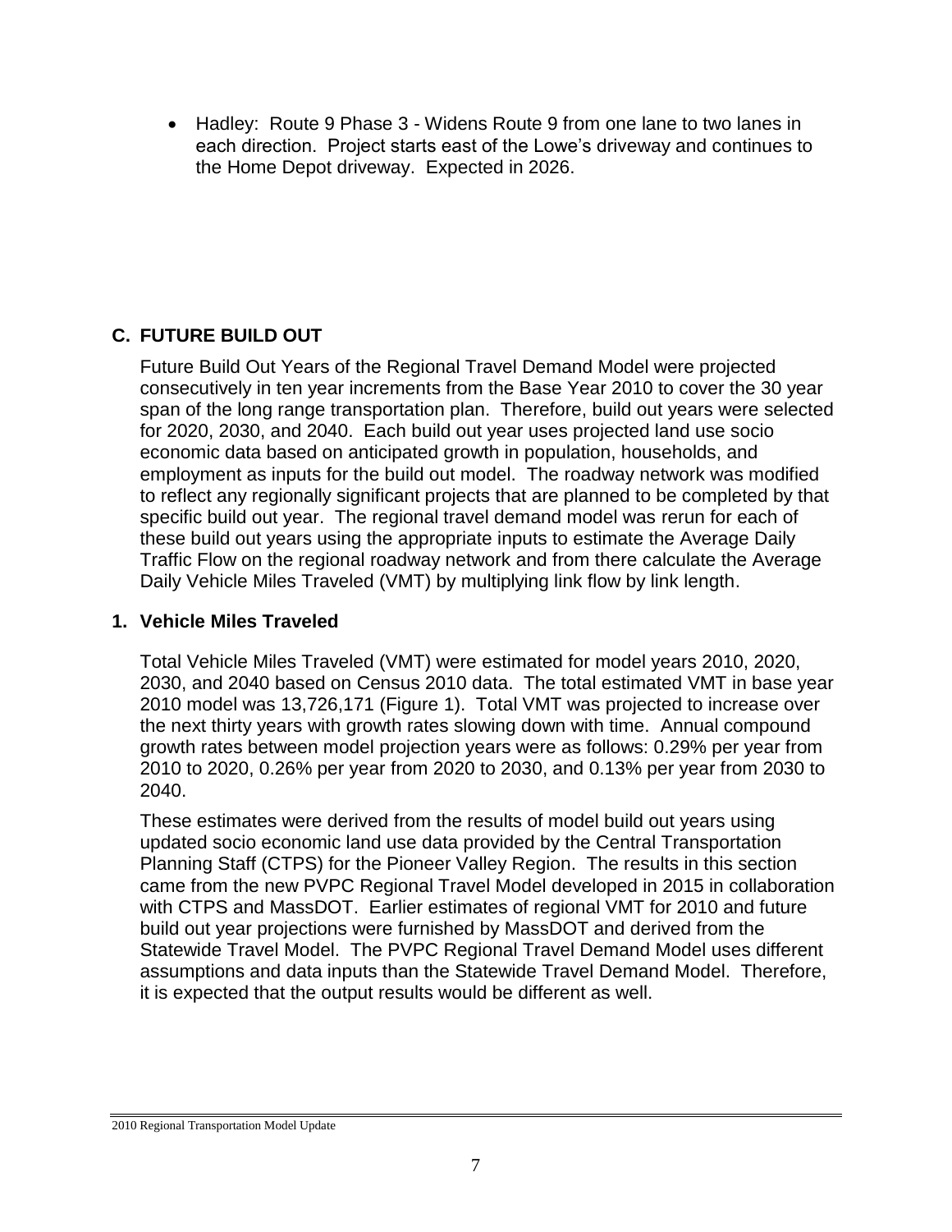- Hadley: Route 9 Phase 3 - Widens Route 9 from one lane to two lanes in each direction. Project starts east of the Lowe's driveway and continues to the Home Depot driveway. Expected in 2026.

## C. FUTURE BUILD OUT

Future Build Out Years of the Regional Travel Demand Model were projected consecutively in ten year increments from the Base Year 2010 to cover the 30 year span of the long range transportation plan. Therefore, build out years were selected for 2020, 2030, and 2040. Each build out year uses projected land use socio economic data based on anticipated growth in population, households, and employment as inputs for the build out model. The roadway network was modified to reflect any regionally significant projects that are planned to be completed by that specific build out year. The regional travel demand model was rerun for each of these build out years using the appropriate inputs to estimate the Average Daily Traffic Flow on the regional roadway network and from there calculate the Average Daily Vehicle Miles Traveled (VMT) by multiplying link flow by link length.

### 1. Vehicle Miles Traveled

Total Vehicle Miles Traveled (VMT) were estimated for model years 2010, 2020, 2030, and 2040 based on Census 2010 data. The total estimated VMT in base year 2010 model was 13,726,171 (Figure 1). Total VMT was projected to increase over the next thirty years with growth rates slowing down with time. Annual compound growth rates between model projection years were as follows: 0.29% per year from 2010 to 2020, 0.26% per year from 2020 to 2030, and 0.13% per year from 2030 to 2040.

These estimates were derived from the results of model build out years using updated socio economic land use data provided by the Central Transportation Planning Staff (CTPS) for the Pioneer Valley Region. The results in this section came from the new PVPC Regional Travel Model developed in 2015 in collaboration with CTPS and MassDOT. Earlier estimates of regional VMT for 2010 and future build out year projections were furnished by MassDOT and derived from the Statewide Travel Model. The PVPC Regional Travel Demand Model uses different assumptions and data inputs than the Statewide Travel Demand Model. Therefore, it is expected that the output results would be different as well.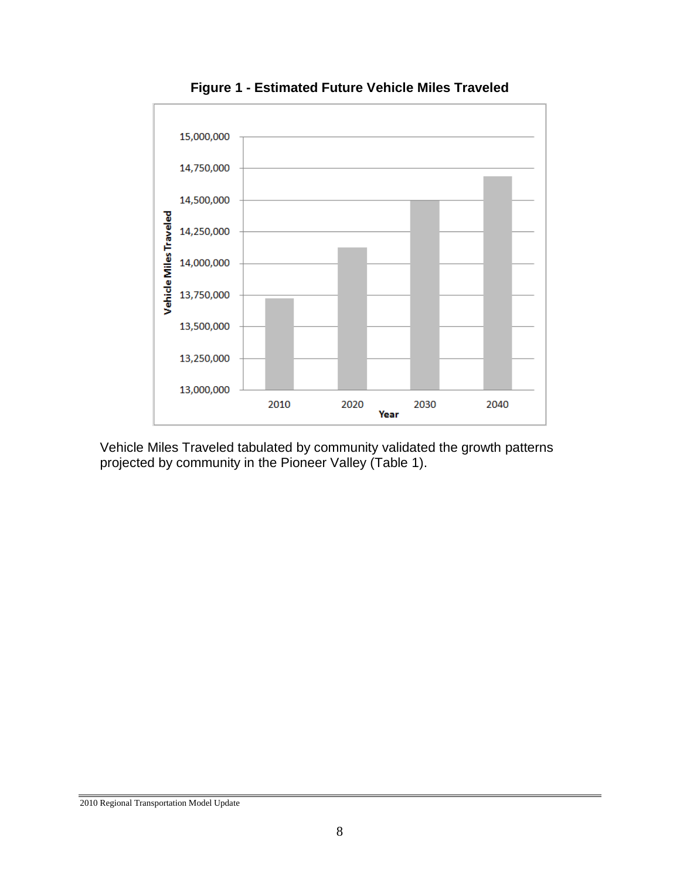**Figure 1 - Estimated Future Vehicle Miles Traveled**

Vehicle Miles Traveled tabulated by community validated the growth patterns projected by community in the Pioneer Valley (Table 1).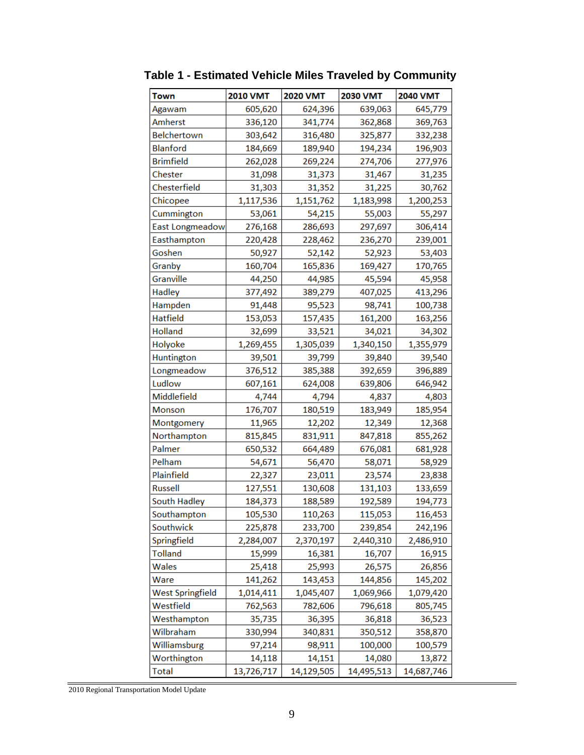**Table 1 - Estimated Vehicle Miles Traveled by Community**

| Town | 2010 VMT | 2020 VMT | 2030 VMT | 2040 VMT |
|---|---|---|---|---|
| Agawam | 605,620 | 624,396 | 639,063 | 645,779 |
| Amherst | 336,120 | 341,774 | 362,868 | 369,763 |
| Belchertown | 303,642 | 316,480 | 325,877 | 332,238 |
| Blanford | 184,669 | 189,940 | 194,234 | 196,903 |
| Brimfield | 262,028 | 269,224 | 274,706 | 277,976 |
| Chester | 31,098 | 31,373 | 31,467 | 31,235 |
| Chesterfield | 31,303 | 31,352 | 31,225 | 30,762 |
| Chicopee | 1,117,536 | 1,151,762 | 1,183,998 | 1,200,253 |
| Cummington | 53,061 | 54,215 | 55,003 | 55,297 |
| East Longmeadow | 276,168 | 286,693 | 297,697 | 306,414 |
| Easthampton | 220,428 | 228,462 | 236,270 | 239,001 |
| Goshen | 50,927 | 52,142 | 52,923 | 53,403 |
| Granby | 160,704 | 165,836 | 169,427 | 170,765 |
| Granville | 44,250 | 44,985 | 45,594 | 45,958 |
| Hadley | 377,492 | 389,279 | 407,025 | 413,296 |
| Hampden | 91,448 | 95,523 | 98,741 | 100,738 |
| Hatfield | 153,053 | 157,435 | 161,200 | 163,256 |
| Holland | 32,699 | 33,521 | 34,021 | 34,302 |
| Holyoke | 1,269,455 | 1,305,039 | 1,340,150 | 1,355,979 |
| Huntington | 39,501 | 39,799 | 39,840 | 39,540 |
| Longmeadow | 376,512 | 385,388 | 392,659 | 396,889 |
| Ludlow | 607,161 | 624,008 | 639,806 | 646,942 |
| Middlefield | 4,744 | 4,794 | 4,837 | 4,803 |
| Monson | 176,707 | 180,519 | 183,949 | 185,954 |
| Montgomery | 11,965 | 12,202 | 12,349 | 12,368 |
| Northampton | 815,845 | 831,911 | 847,818 | 855,262 |
| Palmer | 650,532 | 664,489 | 676,081 | 681,928 |
| Pelham | 54,671 | 56,470 | 58,071 | 58,929 |
| Plainfield | 22,327 | 23,011 | 23,574 | 23,838 |
| Russell | 127,551 | 130,608 | 131,103 | 133,659 |
| South Hadley | 184,373 | 188,589 | 192,589 | 194,773 |
| Southampton | 105,530 | 110,263 | 115,053 | 116,453 |
| Southwick | 225,878 | 233,700 | 239,854 | 242,196 |
| Springfield | 2,284,007 | 2,370,197 | 2,440,310 | 2,486,910 |
| Tolland | 15,999 | 16,381 | 16,707 | 16,915 |
| Wales | 25,418 | 25,993 | 26,575 | 26,856 |
| Ware | 141,262 | 143,453 | 144,856 | 145,202 |
| West Springfield | 1,014,411 | 1,045,407 | 1,069,966 | 1,079,420 |
| Westfield | 762,563 | 782,606 | 796,618 | 805,745 |
| Westhampton | 35,735 | 36,395 | 36,818 | 36,523 |
| Wilbraham | 330,994 | 340,831 | 350,512 | 358,870 |
| Williamsburg | 97,214 | 98,911 | 100,000 | 100,579 |
| Worthington | 14,118 | 14,151 | 14,080 | 13,872 |
| Total | 13,726,717 | 14,129,505 | 14,495,513 | 14,687,746 |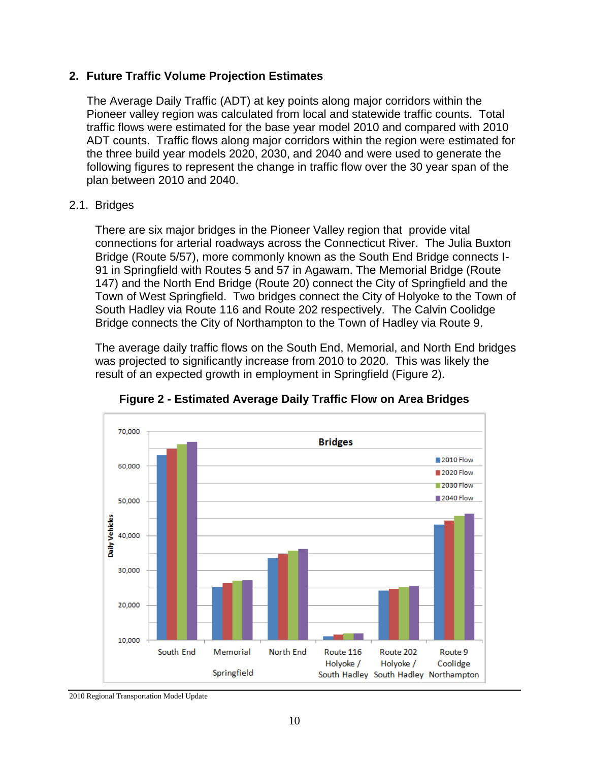## 2. Future Traffic Volume Projection Estimates

The Average Daily Traffic (ADT) at key points along major corridors within the Pioneer valley region was calculated from local and statewide traffic counts. Total traffic flows were estimated for the base year model 2010 and compared with 2010 ADT counts. Traffic flows along major corridors within the region were estimated for the three build year models 2020, 2030, and 2040 and were used to generate the following figures to represent the change in traffic flow over the 30 year span of the plan between 2010 and 2040.

### 2.1. Bridges

There are six major bridges in the Pioneer Valley region that provide vital connections for arterial roadways across the Connecticut River. The Julia Buxton Bridge (Route 5/57), more commonly known as the South End Bridge connects I-91 in Springfield with Routes 5 and 57 in Agawam. The Memorial Bridge (Route 147) and the North End Bridge (Route 20) connect the City of Springfield and the Town of West Springfield. Two bridges connect the City of Holyoke to the Town of South Hadley via Route 116 and Route 202 respectively. The Calvin Coolidge Bridge connects the City of Northampton to the Town of Hadley via Route 9.

The average daily traffic flows on the South End, Memorial, and North End bridges was projected to significantly increase from 2010 to 2020. This was likely the result of an expected growth in employment in Springfield (Figure 2).

**Figure 2 - Estimated Average Daily Traffic Flow on Area Bridges**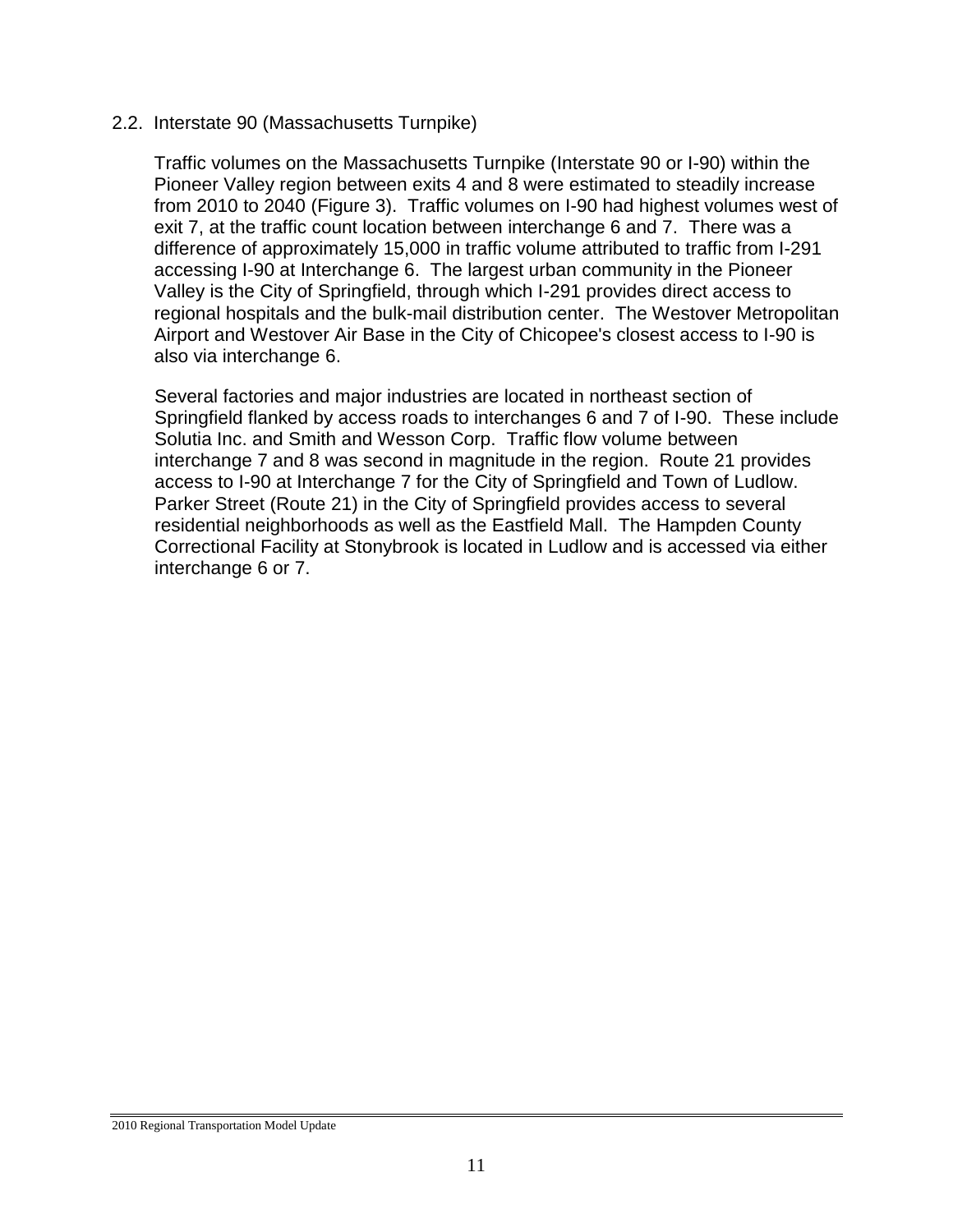## 2.2. Interstate 90 (Massachusetts Turnpike)

Traffic volumes on the Massachusetts Turnpike (Interstate 90 or I-90) within the Pioneer Valley region between exits 4 and 8 were estimated to steadily increase from 2010 to 2040 (Figure 3). Traffic volumes on I-90 had highest volumes west of exit 7, at the traffic count location between interchange 6 and 7. There was a difference of approximately 15,000 in traffic volume attributed to traffic from I-291 accessing I-90 at Interchange 6. The largest urban community in the Pioneer Valley is the City of Springfield, through which I-291 provides direct access to regional hospitals and the bulk-mail distribution center. The Westover Metropolitan Airport and Westover Air Base in the City of Chicopee's closest access to I-90 is also via interchange 6.

Several factories and major industries are located in northeast section of Springfield flanked by access roads to interchanges 6 and 7 of I-90. These include Solutia Inc. and Smith and Wesson Corp. Traffic flow volume between interchange 7 and 8 was second in magnitude in the region. Route 21 provides access to I-90 at Interchange 7 for the City of Springfield and Town of Ludlow. Parker Street (Route 21) in the City of Springfield provides access to several residential neighborhoods as well as the Eastfield Mall. The Hampden County Correctional Facility at Stonybrook is located in Ludlow and is accessed via either interchange 6 or 7.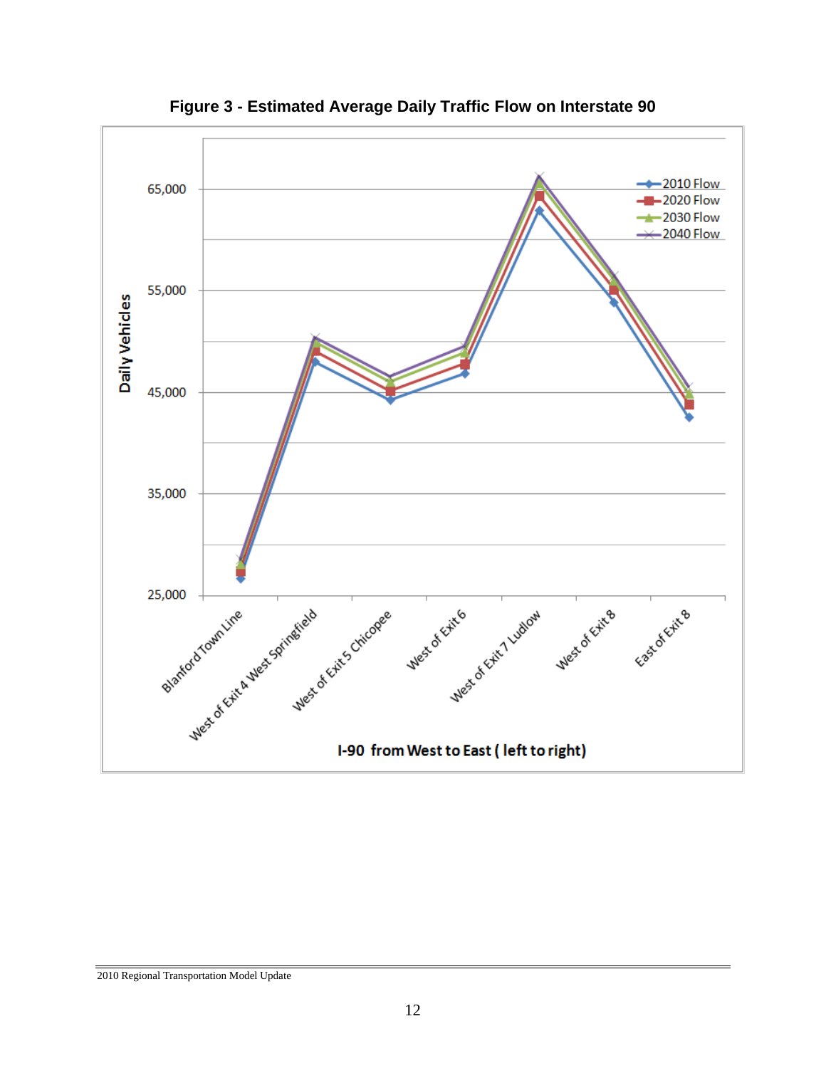**Figure 3 - Estimated Average Daily Traffic Flow on Interstate 90**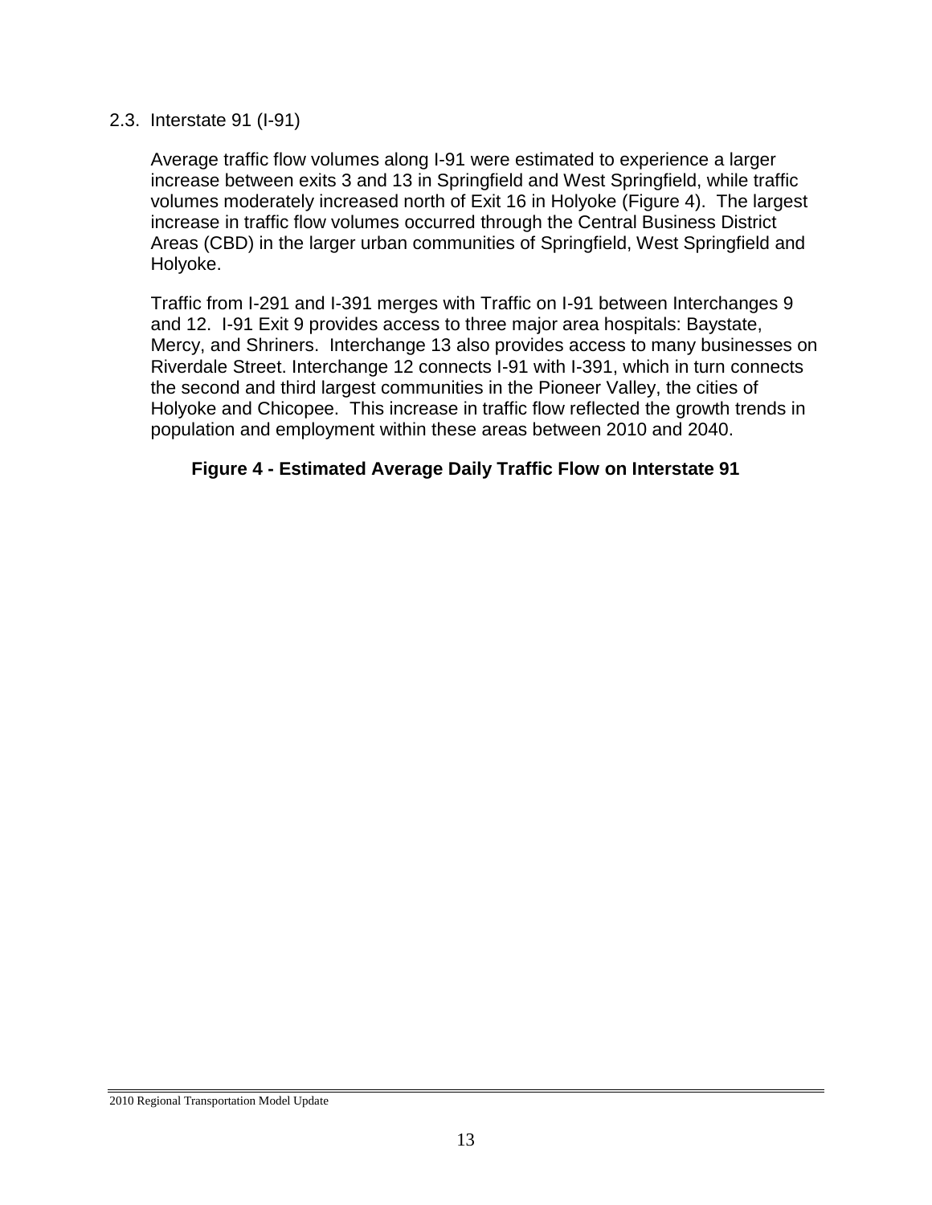## 2.3. Interstate 91 (I-91)

Average traffic flow volumes along I-91 were estimated to experience a larger increase between exits 3 and 13 in Springfield and West Springfield, while traffic volumes moderately increased north of Exit 16 in Holyoke (Figure 4). The largest increase in traffic flow volumes occurred through the Central Business District Areas (CBD) in the larger urban communities of Springfield, West Springfield and Holyoke.

Traffic from I-291 and I-391 merges with Traffic on I-91 between Interchanges 9 and 12. I-91 Exit 9 provides access to three major area hospitals: Baystate, Mercy, and Shriners. Interchange 13 also provides access to many businesses on Riverdale Street. Interchange 12 connects I-91 with I-391, which in turn connects the second and third largest communities in the Pioneer Valley, the cities of Holyoke and Chicopee. This increase in traffic flow reflected the growth trends in population and employment within these areas between 2010 and 2040.

**Figure 4 - Estimated Average Daily Traffic Flow on Interstate 91**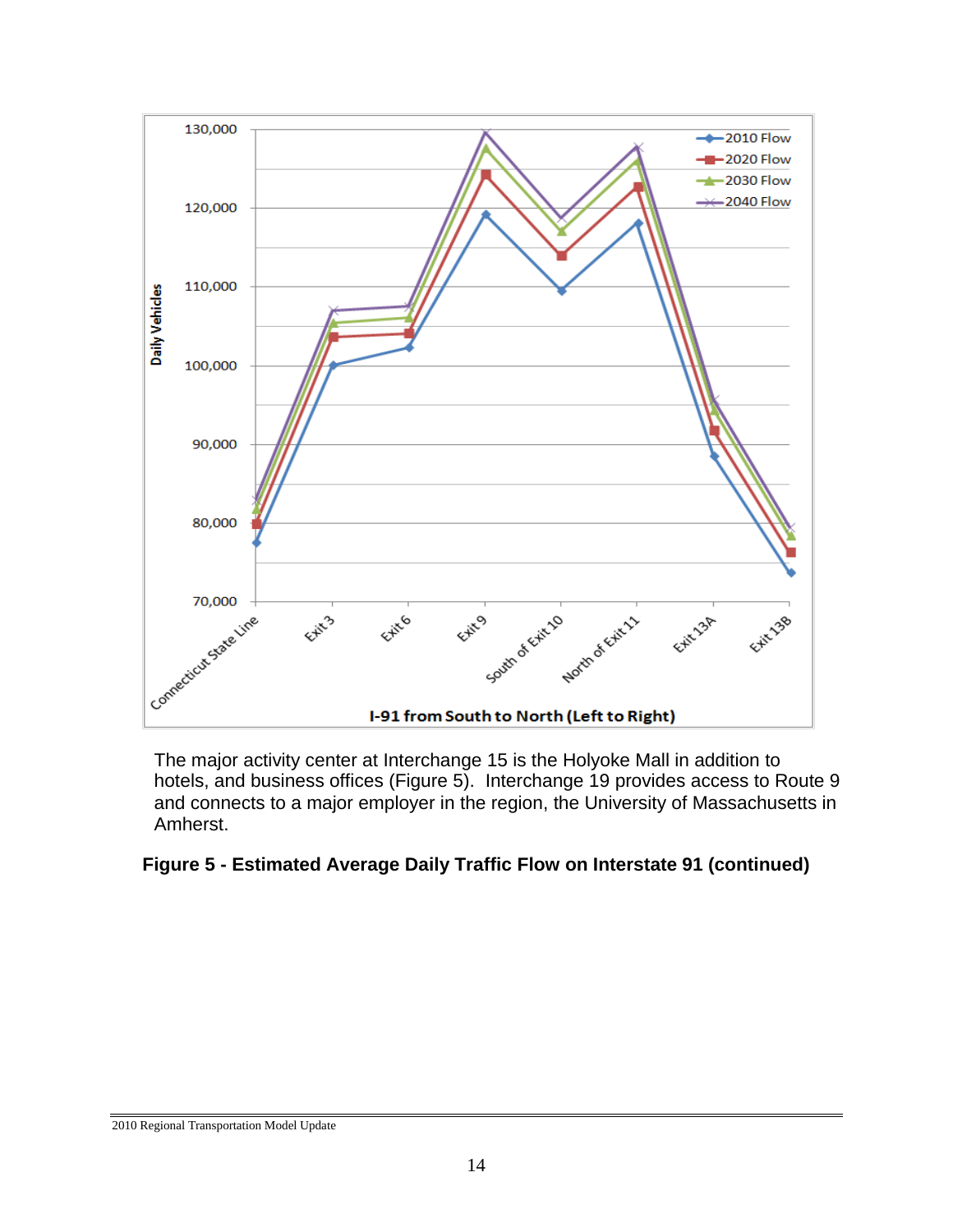The major activity center at Interchange 15 is the Holyoke Mall in addition to hotels, and business offices (Figure 5). Interchange 19 provides access to Route 9 and connects to a major employer in the region, the University of Massachusetts in Amherst.

**Figure 5 - Estimated Average Daily Traffic Flow on Interstate 91 (continued)**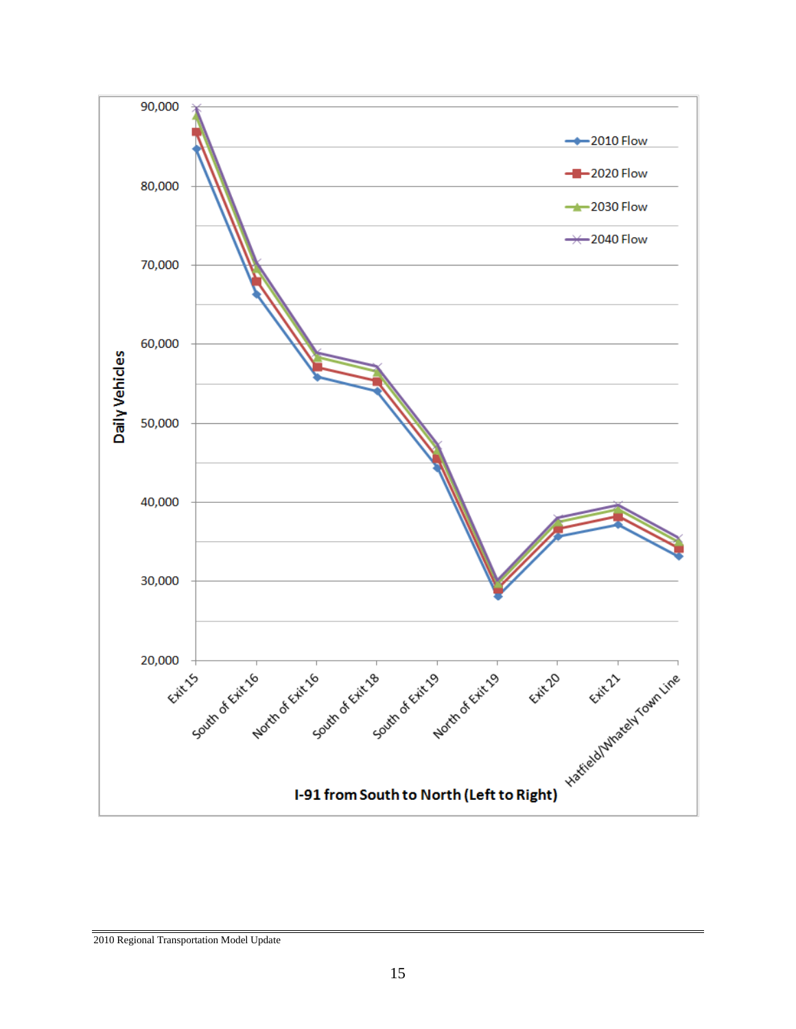Daily Vehicles

2010 Flow
2020 Flow
2030 Flow
2040 Flow

Exit 15, South of Exit 16, North of Exit 16, South of Exit 18, South of Exit 19, North of Exit 19, Exit 20, Exit 21, Hatfield/Whately Town Line

I-91 from South to North (Left to Right)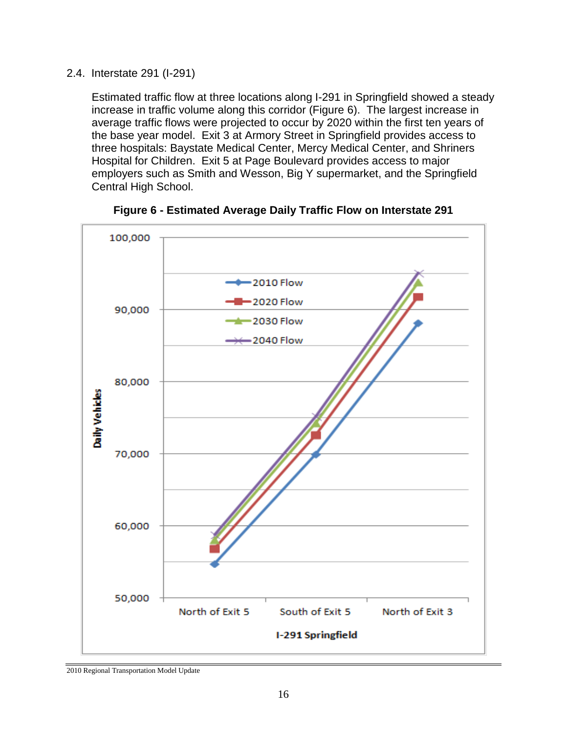## 2.4. Interstate 291 (I-291)

Estimated traffic flow at three locations along I-291 in Springfield showed a steady increase in traffic volume along this corridor (Figure 6). The largest increase in average traffic flows were projected to occur by 2020 within the first ten years of the base year model. Exit 3 at Armory Street in Springfield provides access to three hospitals: Baystate Medical Center, Mercy Medical Center, and Shriners Hospital for Children. Exit 5 at Page Boulevard provides access to major employers such as Smith and Wesson, Big Y supermarket, and the Springfield Central High School.

**Figure 6 - Estimated Average Daily Traffic Flow on Interstate 291**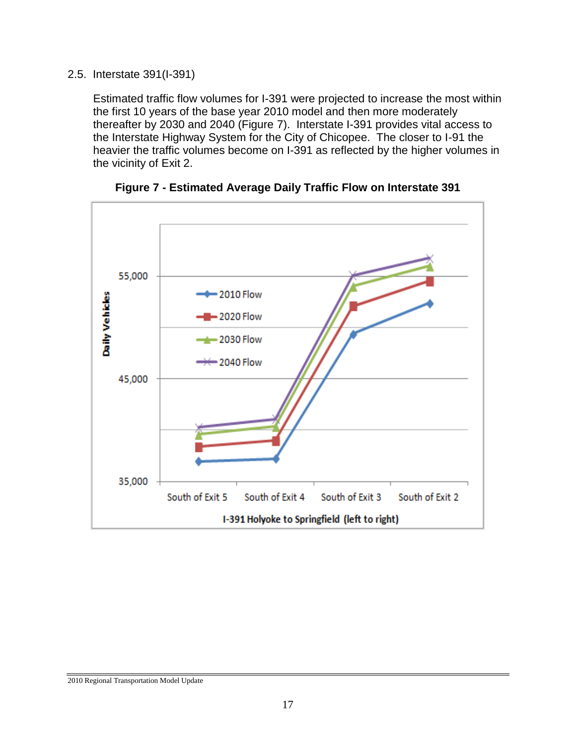## 2.5. Interstate 391(I-391)

Estimated traffic flow volumes for I-391 were projected to increase the most within the first 10 years of the base year 2010 model and then more moderately thereafter by 2030 and 2040 (Figure 7). Interstate I-391 provides vital access to the Interstate Highway System for the City of Chicopee. The closer to I-91 the heavier the traffic volumes become on I-391 as reflected by the higher volumes in the vicinity of Exit 2.

**Figure 7 - Estimated Average Daily Traffic Flow on Interstate 391**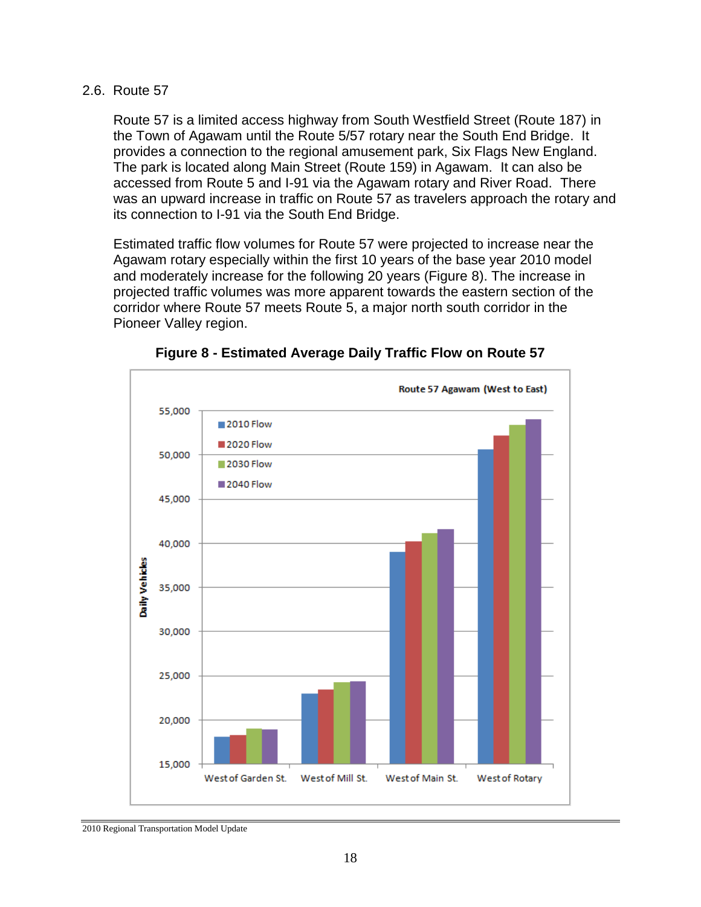## 2.6. Route 57

Route 57 is a limited access highway from South Westfield Street (Route 187) in the Town of Agawam until the Route 5/57 rotary near the South End Bridge. It provides a connection to the regional amusement park, Six Flags New England. The park is located along Main Street (Route 159) in Agawam. It can also be accessed from Route 5 and I-91 via the Agawam rotary and River Road. There was an upward increase in traffic on Route 57 as travelers approach the rotary and its connection to I-91 via the South End Bridge.

Estimated traffic flow volumes for Route 57 were projected to increase near the Agawam rotary especially within the first 10 years of the base year 2010 model and moderately increase for the following 20 years (Figure 8). The increase in projected traffic volumes was more apparent towards the eastern section of the corridor where Route 57 meets Route 5, a major north south corridor in the Pioneer Valley region.

**Figure 8 - Estimated Average Daily Traffic Flow on Route 57**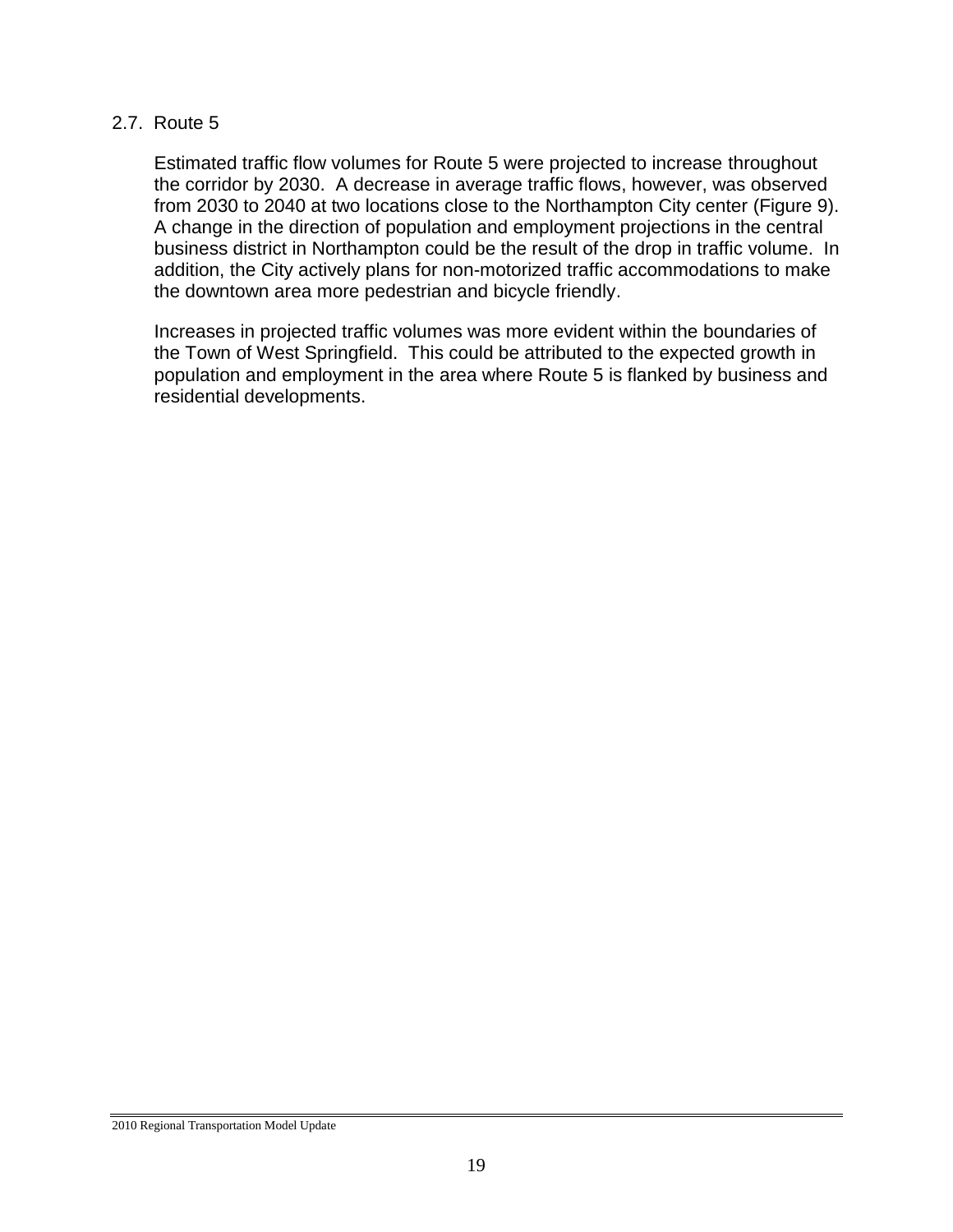### 2.7. Route 5

Estimated traffic flow volumes for Route 5 were projected to increase throughout the corridor by 2030. A decrease in average traffic flows, however, was observed from 2030 to 2040 at two locations close to the Northampton City center (Figure 9). A change in the direction of population and employment projections in the central business district in Northampton could be the result of the drop in traffic volume. In addition, the City actively plans for non-motorized traffic accommodations to make the downtown area more pedestrian and bicycle friendly.

Increases in projected traffic volumes was more evident within the boundaries of the Town of West Springfield. This could be attributed to the expected growth in population and employment in the area where Route 5 is flanked by business and residential developments.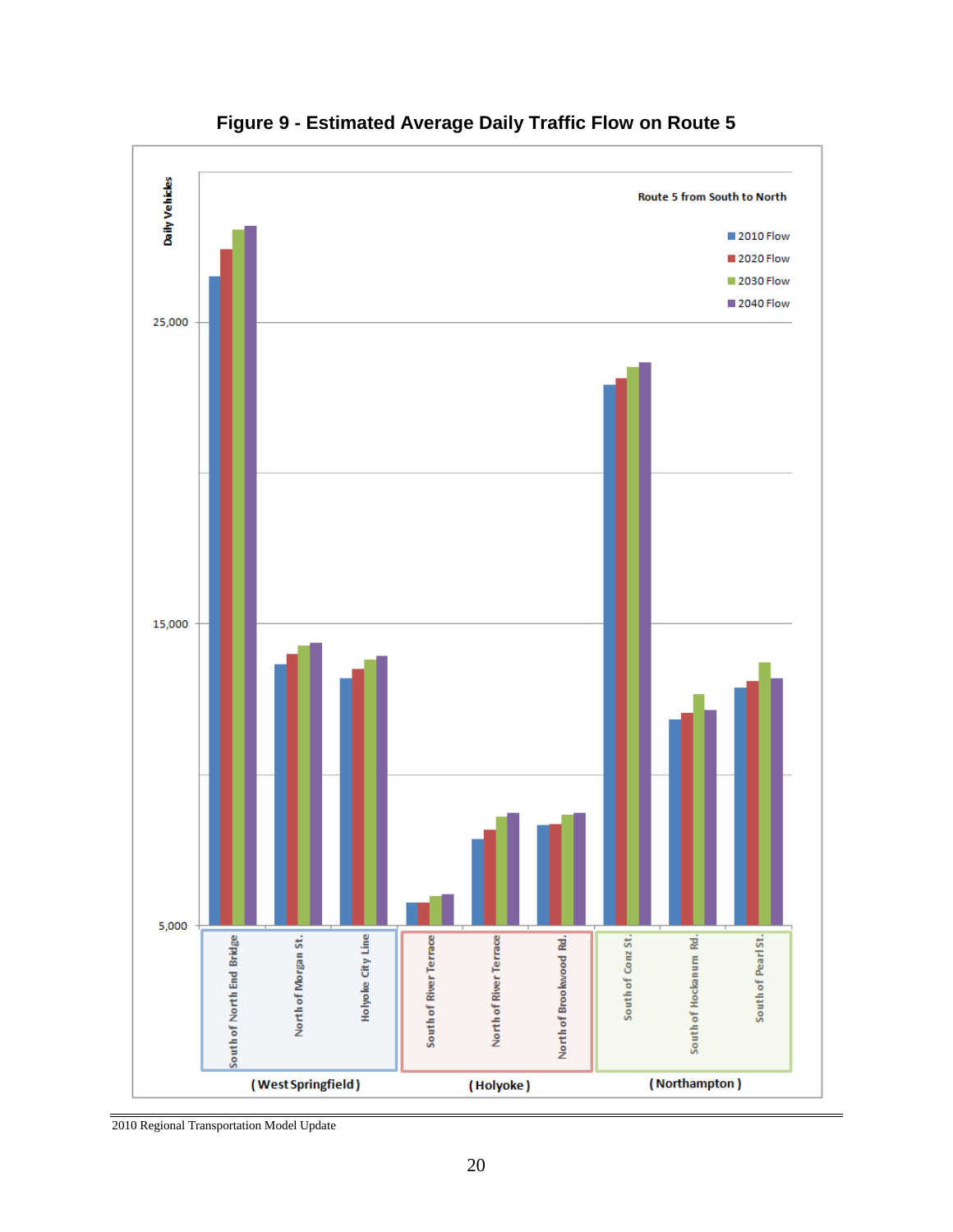**Figure 9 - Estimated Average Daily Traffic Flow on Route 5**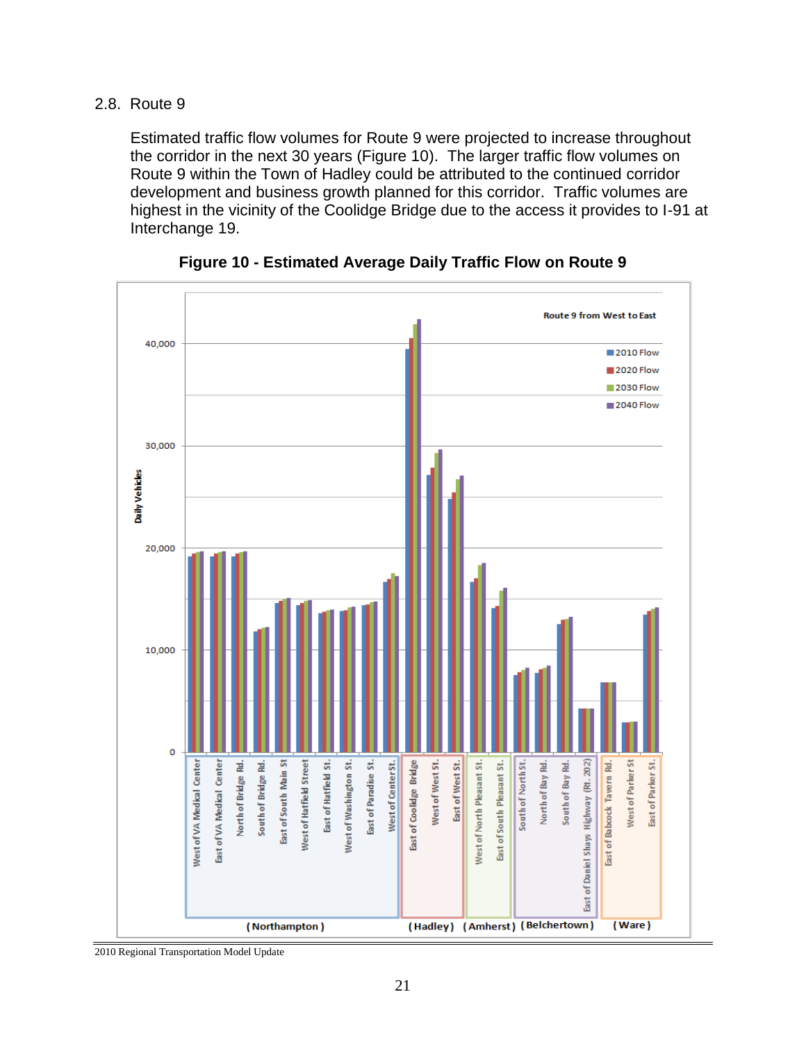## 2.8. Route 9

Estimated traffic flow volumes for Route 9 were projected to increase throughout the corridor in the next 30 years (Figure 10). The larger traffic flow volumes on Route 9 within the Town of Hadley could be attributed to the continued corridor development and business growth planned for this corridor. Traffic volumes are highest in the vicinity of the Coolidge Bridge due to the access it provides to I-91 at Interchange 19.

**Figure 10 - Estimated Average Daily Traffic Flow on Route 9**

2010 Regional Transportation Model Update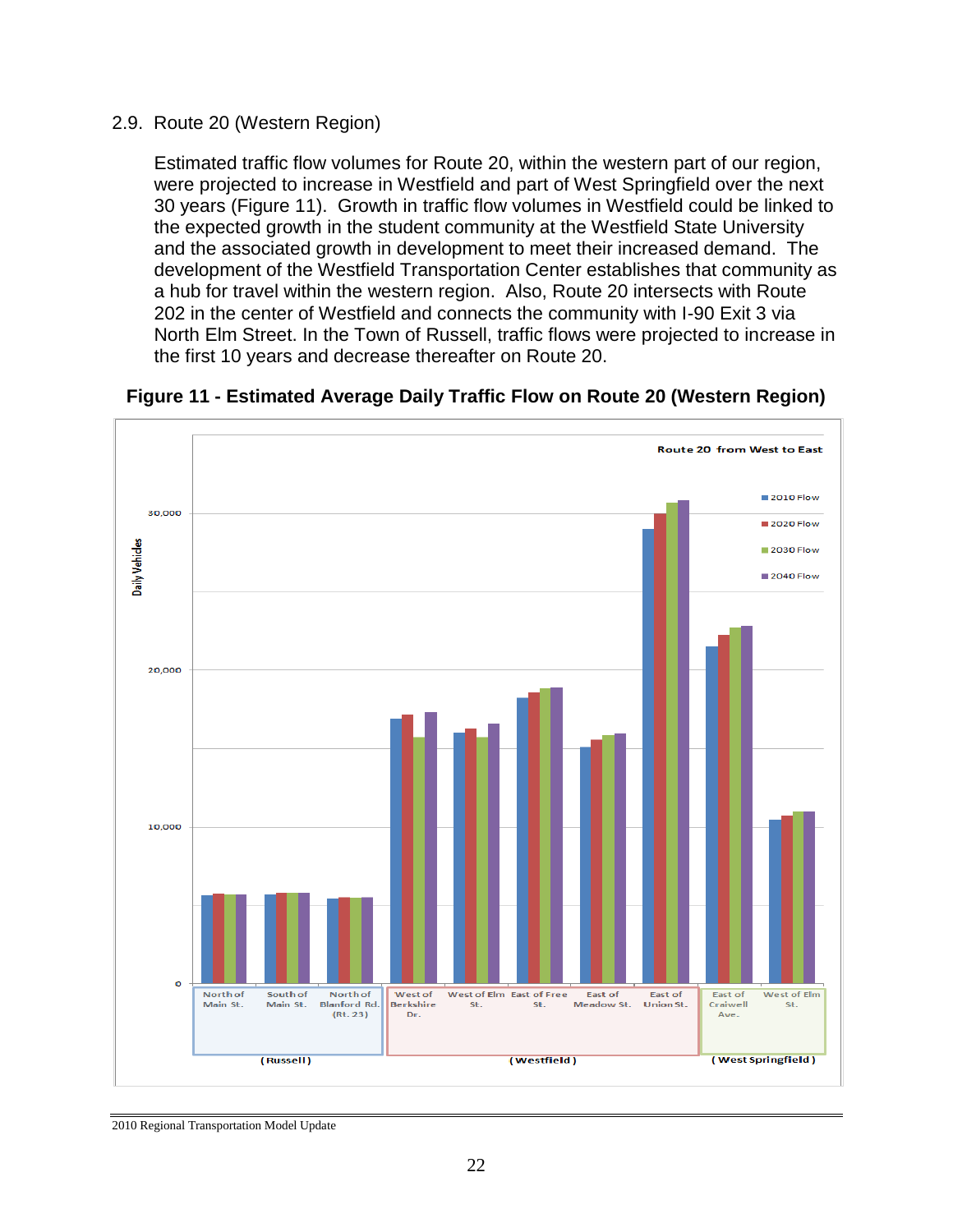## 2.9. Route 20 (Western Region)

Estimated traffic flow volumes for Route 20, within the western part of our region, were projected to increase in Westfield and part of West Springfield over the next 30 years (Figure 11). Growth in traffic flow volumes in Westfield could be linked to the expected growth in the student community at the Westfield State University and the associated growth in development to meet their increased demand. The development of the Westfield Transportation Center establishes that community as a hub for travel within the western region. Also, Route 20 intersects with Route 202 in the center of Westfield and connects the community with I-90 Exit 3 via North Elm Street. In the Town of Russell, traffic flows were projected to increase in the first 10 years and decrease thereafter on Route 20.

**Figure 11 - Estimated Average Daily Traffic Flow on Route 20 (Western Region)**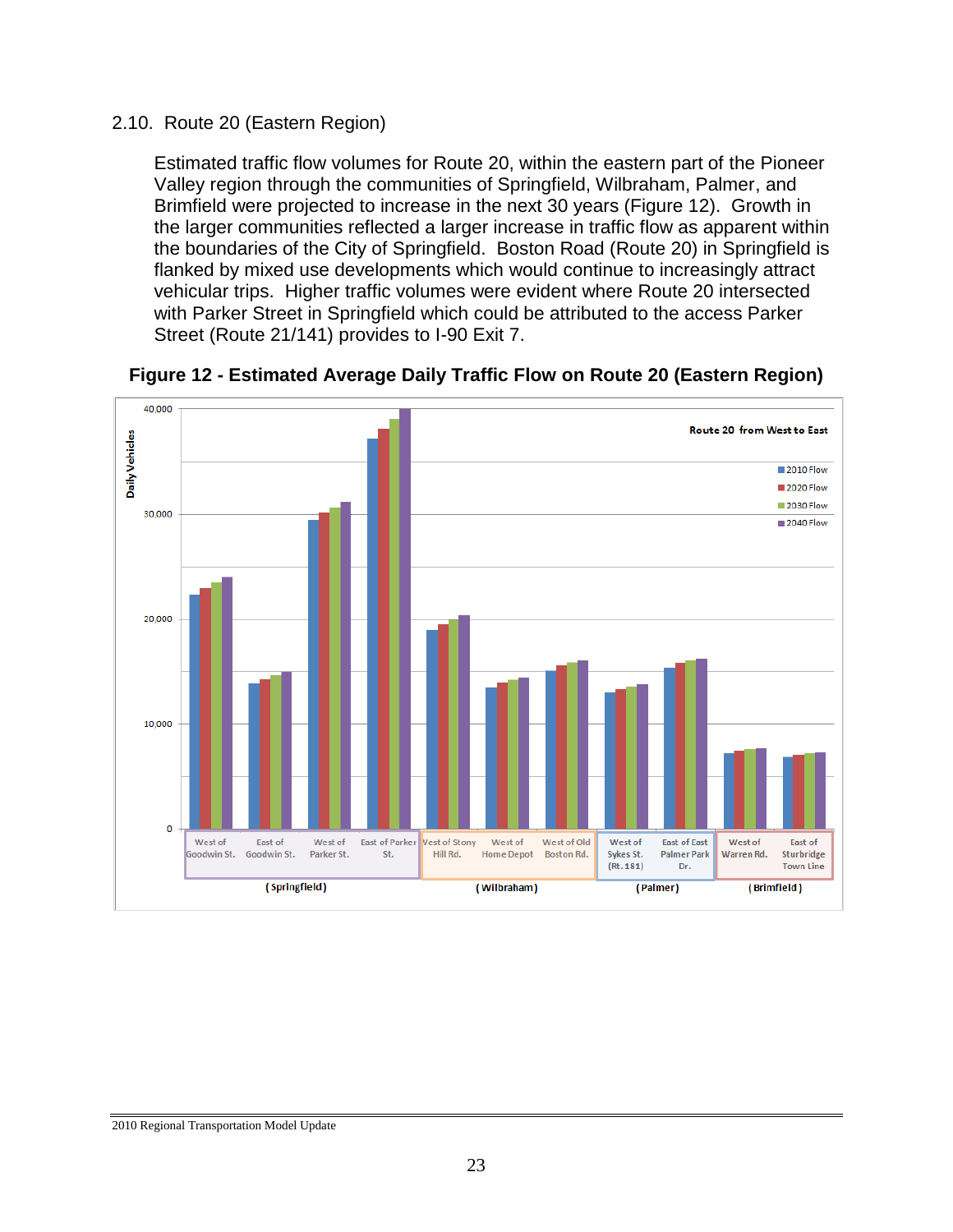## 2.10. Route 20 (Eastern Region)

Estimated traffic flow volumes for Route 20, within the eastern part of the Pioneer Valley region through the communities of Springfield, Wilbraham, Palmer, and Brimfield were projected to increase in the next 30 years (Figure 12). Growth in the larger communities reflected a larger increase in traffic flow as apparent within the boundaries of the City of Springfield. Boston Road (Route 20) in Springfield is flanked by mixed use developments which would continue to increasingly attract vehicular trips. Higher traffic volumes were evident where Route 20 intersected with Parker Street in Springfield which could be attributed to the access Parker Street (Route 21/141) provides to I-90 Exit 7.

**Figure 12 - Estimated Average Daily Traffic Flow on Route 20 (Eastern Region)**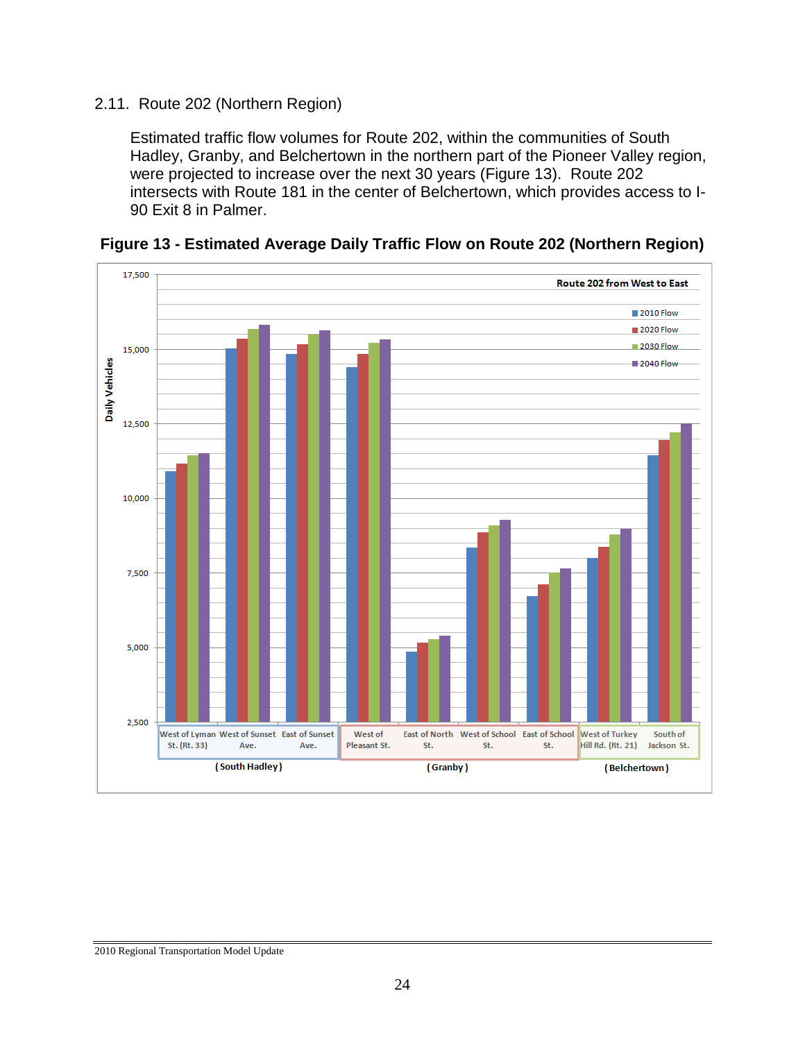## 2.11. Route 202 (Northern Region)

Estimated traffic flow volumes for Route 202, within the communities of South Hadley, Granby, and Belchertown in the northern part of the Pioneer Valley region, were projected to increase over the next 30 years (Figure 13). Route 202 intersects with Route 181 in the center of Belchertown, which provides access to I-90 Exit 8 in Palmer.

**Figure 13 - Estimated Average Daily Traffic Flow on Route 202 (Northern Region)**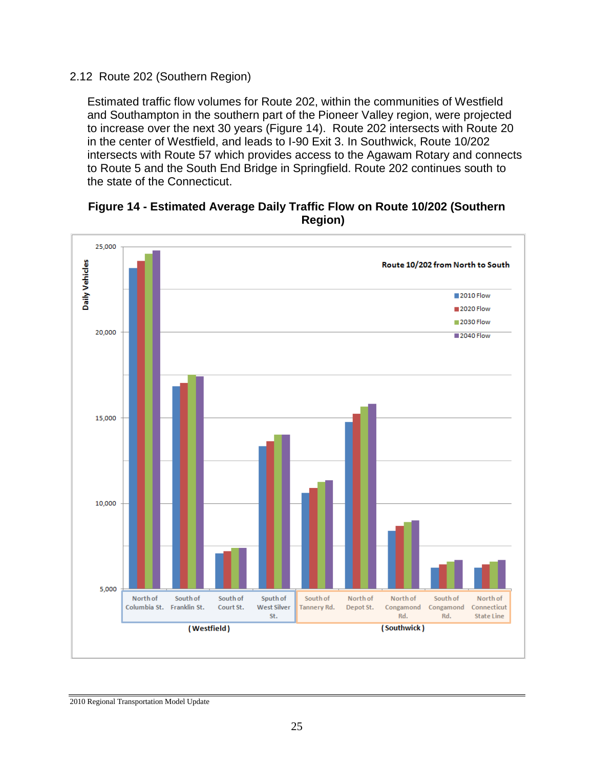## 2.12 Route 202 (Southern Region)

Estimated traffic flow volumes for Route 202, within the communities of Westfield and Southampton in the southern part of the Pioneer Valley region, were projected to increase over the next 30 years (Figure 14). Route 202 intersects with Route 20 in the center of Westfield, and leads to I-90 Exit 3. In Southwick, Route 10/202 intersects with Route 57 which provides access to the Agawam Rotary and connects to Route 5 and the South End Bridge in Springfield. Route 202 continues south to the state of the Connecticut.

**Figure 14 - Estimated Average Daily Traffic Flow on Route 10/202 (Southern Region)**

Route 10/202 from North to South

Daily Vehicles

25,000
20,000
15,000
10,000
5,000

2010 Flow
2020 Flow
2030 Flow
2040 Flow

North of Columbia St.
South of Franklin St.
South of Court St.
Sputh of West Silver St.
(Westfield)

South of Tannery Rd.
North of Depot St.
North of Congamond Rd.
South of Congamond Rd.
North of Connecticut State Line
(Southwick)